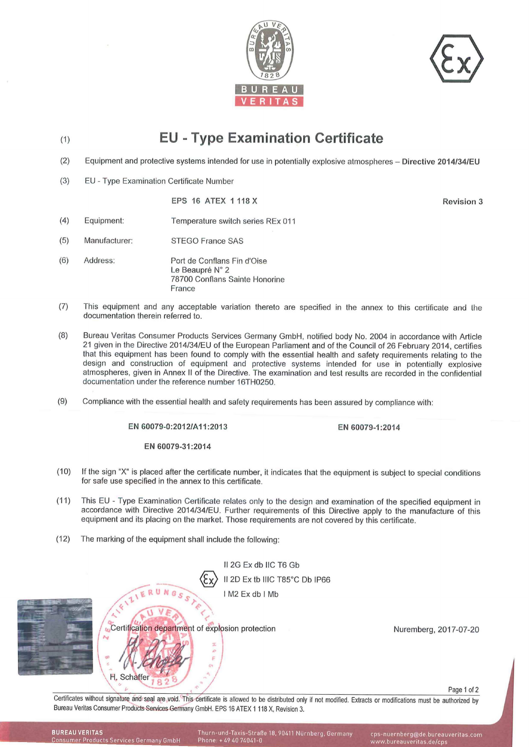# (1) EU - Type Examination Certificate

(2) Equipment and protective systems intended for use in potentially explosive atmospheres – **Directive 2014/34/EU**

(3) EU - Type Examination Certificate Number

**EPS 16 ATEX 1 118 X** — **Revision 3**

(4) Equipment: Temperature switch series REx 011

(5) Manufacturer: STEGO France SAS

(6) Address: Port de Conflans Fin d'Oise
Le Beaupré N° 2
78700 Conflans Sainte Honorine
France

(7) This equipment and any acceptable variation thereto are specified in the annex to this certificate and the documentation therein referred to.

(8) Bureau Veritas Consumer Products Services Germany GmbH, notified body No. 2004 in accordance with Article 21 given in the Directive 2014/34/EU of the European Parliament and of the Council of 26 February 2014, certifies that this equipment has been found to comply with the essential health and safety requirements relating to the design and construction of equipment and protective systems intended for use in potentially explosive atmospheres, given in Annex II of the Directive. The examination and test results are recorded in the confidential documentation under the reference number 16TH0250.

(9) Compliance with the essential health and safety requirements has been assured by compliance with:

**EN 60079-0:2012/A11:2013** **EN 60079-1:2014**

**EN 60079-31:2014**

(10) If the sign "X" is placed after the certificate number, it indicates that the equipment is subject to special conditions for safe use specified in the annex to this certificate.

(11) This EU - Type Examination Certificate relates only to the design and examination of the specified equipment in accordance with Directive 2014/34/EU. Further requirements of this Directive apply to the manufacture of this equipment and its placing on the market. Those requirements are not covered by this certificate.

(12) The marking of the equipment shall include the following:

II 2G Ex db IIC T6 Gb
II 2D Ex tb IIIC T85°C Db IP66
I M2 Ex db I Mb

Certification department of explosion protection

H. Schaffer

Nuremberg, 2017-07-20

Certificates without signature and seal are void. This certificate is allowed to be distributed only if not modified. Extracts or modifications must be authorized by Bureau Veritas Consumer Products Services Germany GmbH. EPS 16 ATEX 1 118 X, Revision 3.

**BUREAU VERITAS** Consumer Products Services Germany GmbH — Thurn-und-Taxis-Straße 18, 90411 Nürnberg, Germany — Phone: + 49 40 74041-0 — cps-nuernberg@de.bureauveritas.com — www.bureauveritas.de/cps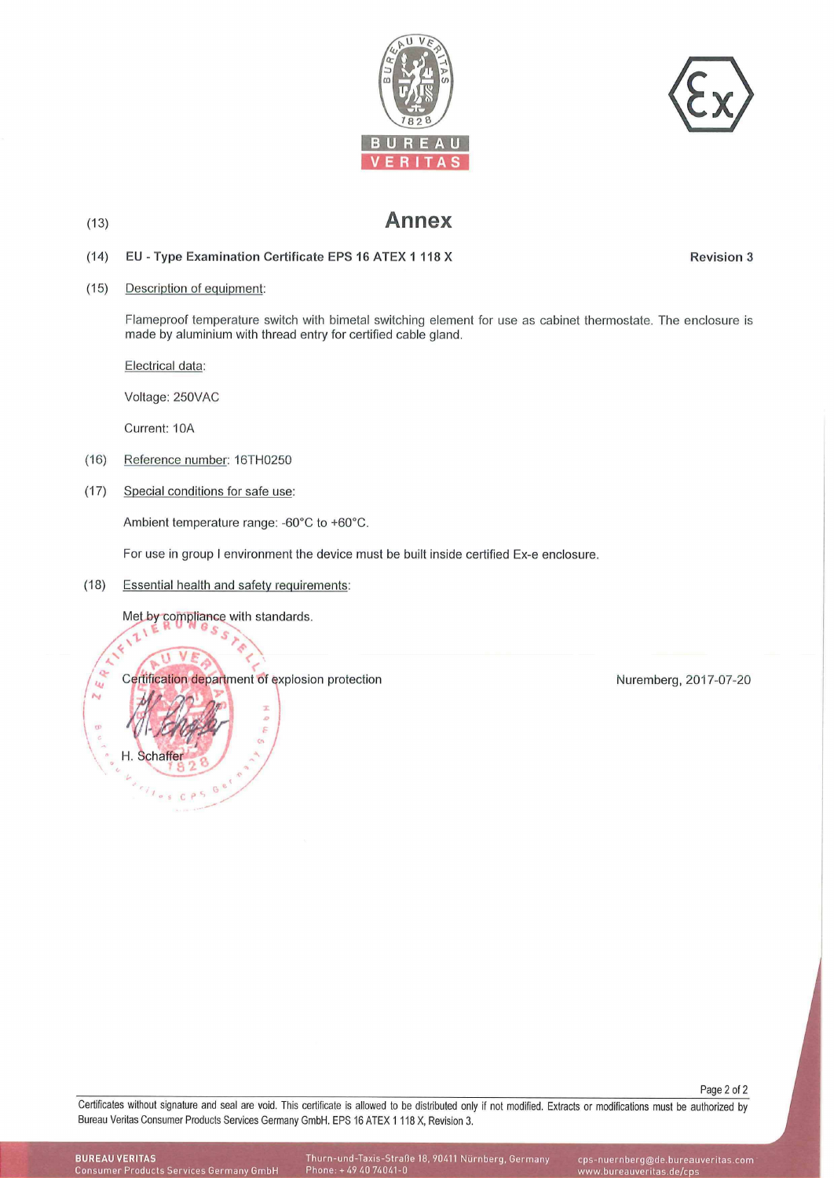(13)

# Annex

(14) **EU - Type Examination Certificate EPS 16 ATEX 1 118 X** **Revision 3**

(15) Description of equipment:

Flameproof temperature switch with bimetal switching element for use as cabinet thermostate. The enclosure is made by aluminium with thread entry for certified cable gland.

Electrical data:

Voltage: 250VAC

Current: 10A

(16) Reference number: 16TH0250

(17) Special conditions for safe use:

Ambient temperature range: -60°C to +60°C.

For use in group I environment the device must be built inside certified Ex-e enclosure.

(18) Essential health and safety requirements:

Met by compliance with standards.

Certification department of explosion protection

Nuremberg, 2017-07-20

H. Schaffer

Certificates without signature and seal are void. This certificate is allowed to be distributed only if not modified. Extracts or modifications must be authorized by Bureau Veritas Consumer Products Services Germany GmbH. EPS 16 ATEX 1 118 X, Revision 3.

**BUREAU VERITAS**
Consumer Products Services Germany GmbH

Thurn-und-Taxis-Straße 18, 90411 Nürnberg, Germany
Phone: + 49 40 74041-0

cps-nuernberg@de.bureauveritas.com
www.bureauveritas.de/cps